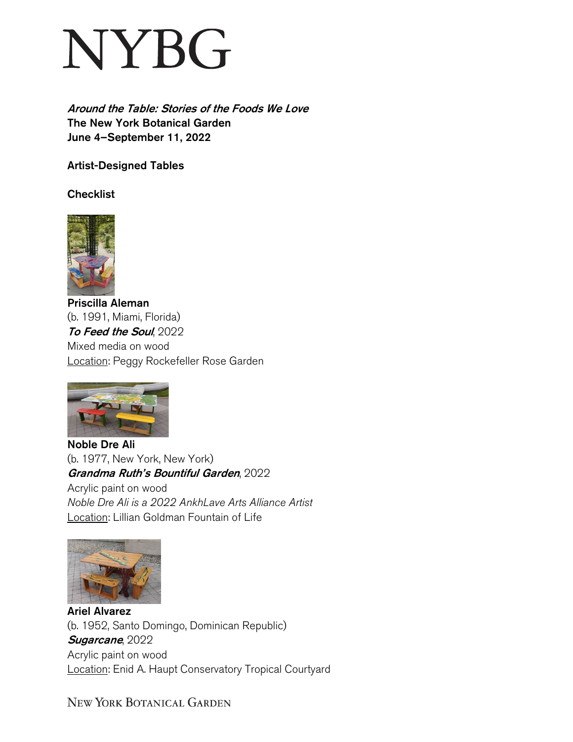# NYBG

***Around the Table: Stories of the Foods We Love***
**The New York Botanical Garden**
**June 4–September 11, 2022**

**Artist-Designed Tables**

**Checklist**

**Priscilla Aleman**
(b. 1991, Miami, Florida)
***To Feed the Soul***, 2022
Mixed media on wood
Location: Peggy Rockefeller Rose Garden

**Noble Dre Ali**
(b. 1977, New York, New York)
***Grandma Ruth's Bountiful Garden***, 2022
Acrylic paint on wood
*Noble Dre Ali is a 2022 AnkhLave Arts Alliance Artist*
Location: Lillian Goldman Fountain of Life

**Ariel Alvarez**
(b. 1952, Santo Domingo, Dominican Republic)
***Sugarcane***, 2022
Acrylic paint on wood
Location: Enid A. Haupt Conservatory Tropical Courtyard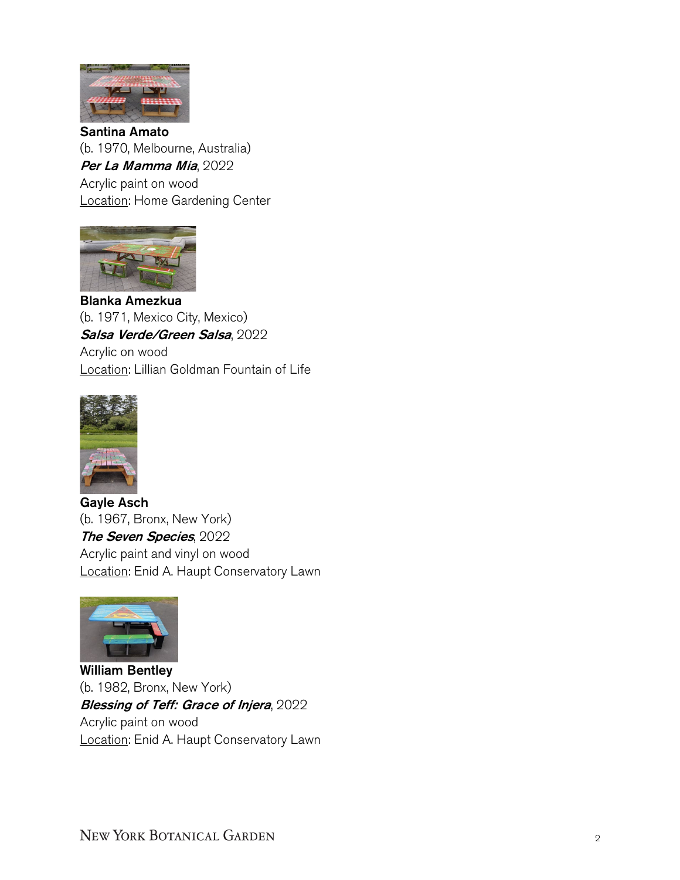**Santina Amato**
(b. 1970, Melbourne, Australia)
***Per La Mamma Mia***, 2022
Acrylic paint on wood
Location: Home Gardening Center

**Blanka Amezkua**
(b. 1971, Mexico City, Mexico)
***Salsa Verde/Green Salsa***, 2022
Acrylic on wood
Location: Lillian Goldman Fountain of Life

**Gayle Asch**
(b. 1967, Bronx, New York)
***The Seven Species***, 2022
Acrylic paint and vinyl on wood
Location: Enid A. Haupt Conservatory Lawn

**William Bentley**
(b. 1982, Bronx, New York)
***Blessing of Teff: Grace of Injera***, 2022
Acrylic paint on wood
Location: Enid A. Haupt Conservatory Lawn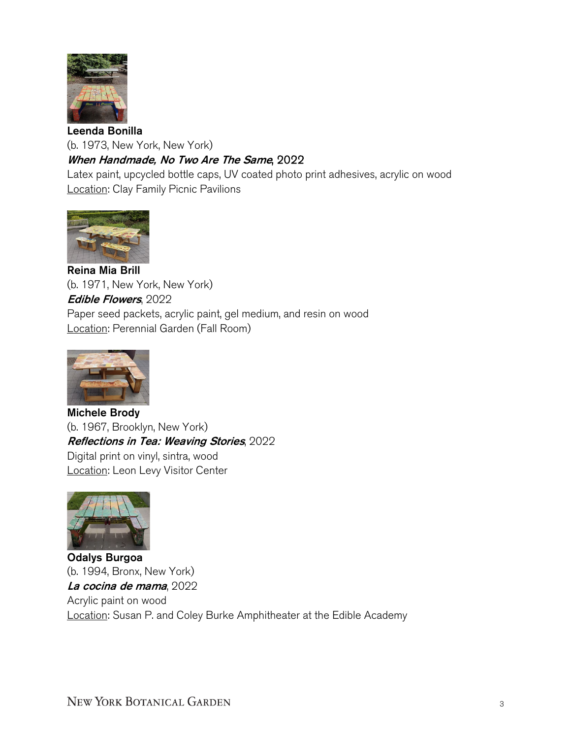**Leenda Bonilla**
(b. 1973, New York, New York)
***When Handmade, No Two Are The Same*, 2022**
Latex paint, upcycled bottle caps, UV coated photo print adhesives, acrylic on wood
Location: Clay Family Picnic Pavilions

**Reina Mia Brill**
(b. 1971, New York, New York)
***Edible Flowers***, 2022
Paper seed packets, acrylic paint, gel medium, and resin on wood
Location: Perennial Garden (Fall Room)

**Michele Brody**
(b. 1967, Brooklyn, New York)
***Reflections in Tea: Weaving Stories***, 2022
Digital print on vinyl, sintra, wood
Location: Leon Levy Visitor Center

**Odalys Burgoa**
(b. 1994, Bronx, New York)
***La cocina de mama***, 2022
Acrylic paint on wood
Location: Susan P. and Coley Burke Amphitheater at the Edible Academy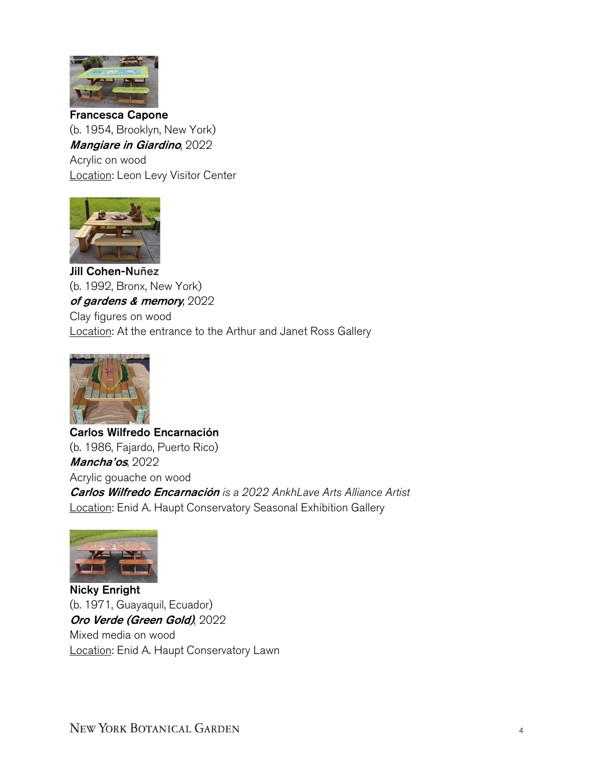**Francesca Capone**
(b. 1954, Brooklyn, New York)
***Mangiare in Giardino***, 2022
Acrylic on wood
Location: Leon Levy Visitor Center

**Jill Cohen-Nuñez**
(b. 1992, Bronx, New York)
***of gardens & memory***, 2022
Clay figures on wood
Location: At the entrance to the Arthur and Janet Ross Gallery

**Carlos Wilfredo Encarnación**
(b. 1986, Fajardo, Puerto Rico)
***Mancha'os***, 2022
Acrylic gouache on wood
***Carlos Wilfredo Encarnación*** *is a 2022 AnkhLave Arts Alliance Artist*
Location: Enid A. Haupt Conservatory Seasonal Exhibition Gallery

**Nicky Enright**
(b. 1971, Guayaquil, Ecuador)
***Oro Verde (Green Gold)***, 2022
Mixed media on wood
Location: Enid A. Haupt Conservatory Lawn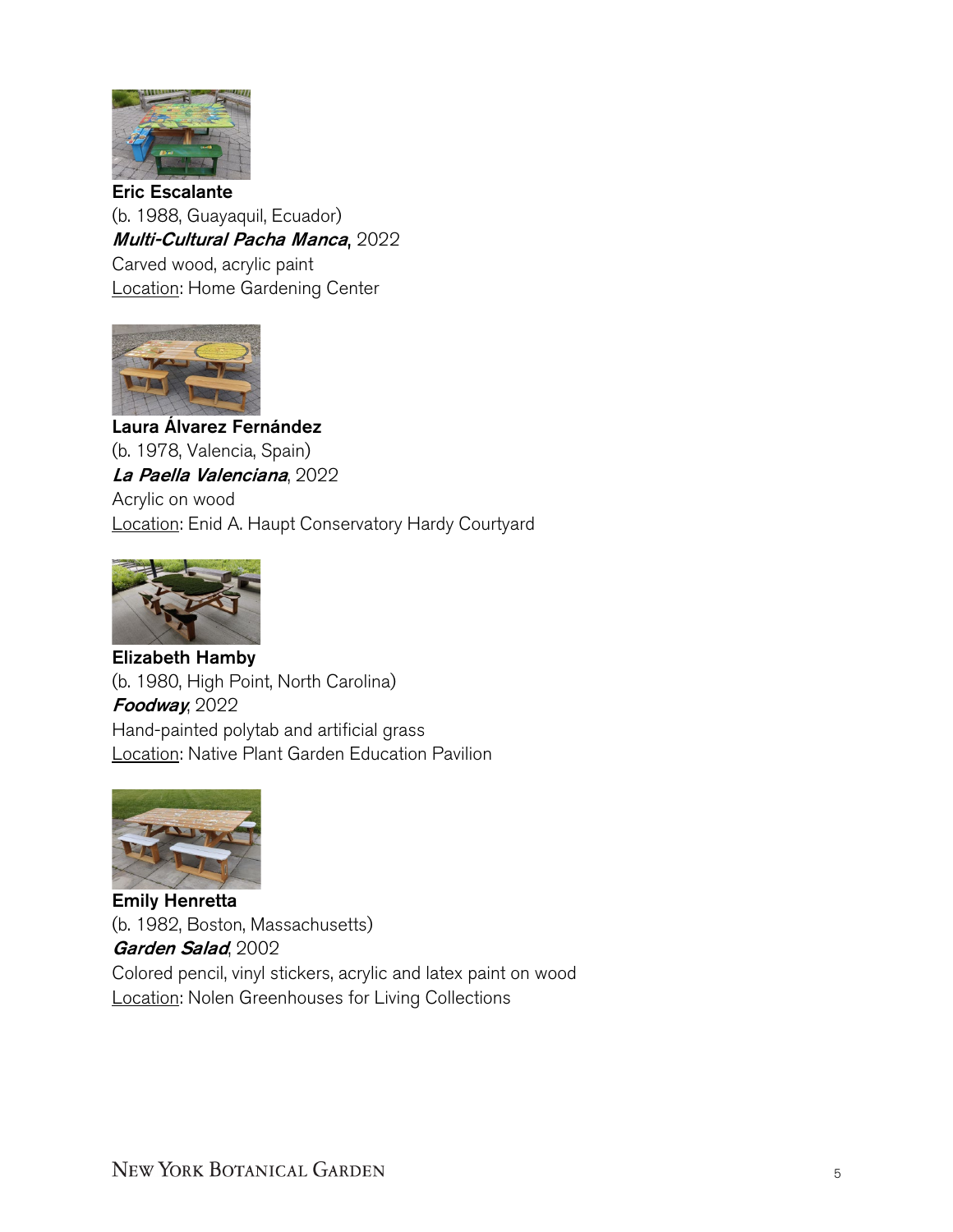**Eric Escalante**
(b. 1988, Guayaquil, Ecuador)
***Multi-Cultural Pacha Manca***, 2022
Carved wood, acrylic paint
Location: Home Gardening Center

**Laura Álvarez Fernández**
(b. 1978, Valencia, Spain)
***La Paella Valenciana***, 2022
Acrylic on wood
Location: Enid A. Haupt Conservatory Hardy Courtyard

**Elizabeth Hamby**
(b. 1980, High Point, North Carolina)
***Foodway***, 2022
Hand-painted polytab and artificial grass
Location: Native Plant Garden Education Pavilion

**Emily Henretta**
(b. 1982, Boston, Massachusetts)
***Garden Salad***, 2002
Colored pencil, vinyl stickers, acrylic and latex paint on wood
Location: Nolen Greenhouses for Living Collections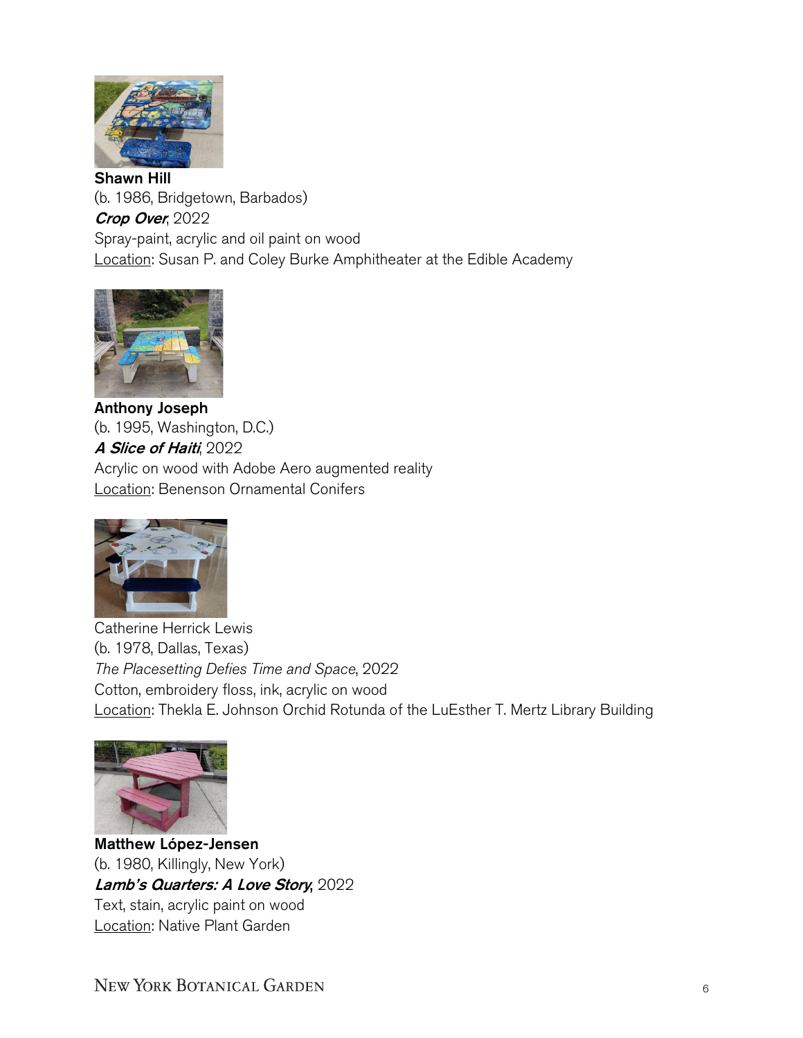**Shawn Hill**
(b. 1986, Bridgetown, Barbados)
***Crop Over***, 2022
Spray-paint, acrylic and oil paint on wood
Location: Susan P. and Coley Burke Amphitheater at the Edible Academy

**Anthony Joseph**
(b. 1995, Washington, D.C.)
***A Slice of Haiti***, 2022
Acrylic on wood with Adobe Aero augmented reality
Location: Benenson Ornamental Conifers

Catherine Herrick Lewis
(b. 1978, Dallas, Texas)
*The Placesetting Defies Time and Space*, 2022
Cotton, embroidery floss, ink, acrylic on wood
Location: Thekla E. Johnson Orchid Rotunda of the LuEsther T. Mertz Library Building

**Matthew López-Jensen**
(b. 1980, Killingly, New York)
***Lamb's Quarters: A Love Story***, 2022
Text, stain, acrylic paint on wood
Location: Native Plant Garden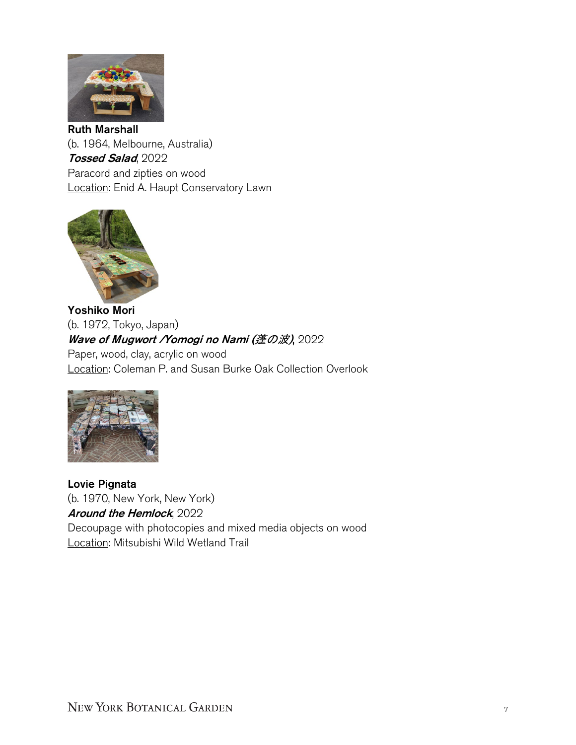**Ruth Marshall**
(b. 1964, Melbourne, Australia)
***Tossed Salad***, 2022
Paracord and zipties on wood
Location: Enid A. Haupt Conservatory Lawn

**Yoshiko Mori**
(b. 1972, Tokyo, Japan)
***Wave of Mugwort /Yomogi no Nami (蓬の波)***, 2022
Paper, wood, clay, acrylic on wood
Location: Coleman P. and Susan Burke Oak Collection Overlook

**Lovie Pignata**
(b. 1970, New York, New York)
***Around the Hemlock***, 2022
Decoupage with photocopies and mixed media objects on wood
Location: Mitsubishi Wild Wetland Trail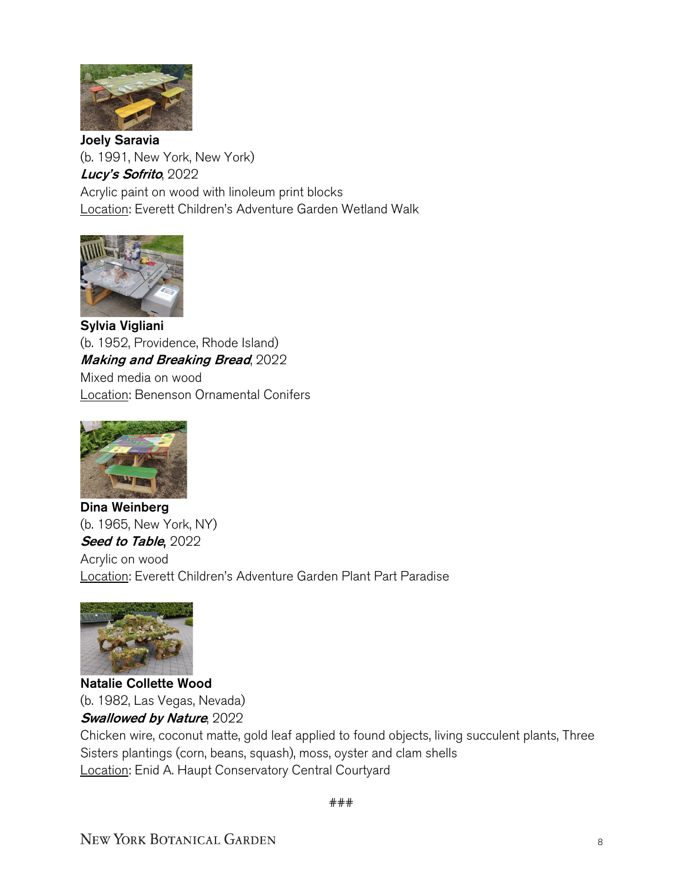**Joely Saravia**
(b. 1991, New York, New York)
***Lucy's Sofrito***, 2022
Acrylic paint on wood with linoleum print blocks
Location: Everett Children's Adventure Garden Wetland Walk

**Sylvia Vigliani**
(b. 1952, Providence, Rhode Island)
***Making and Breaking Bread***, 2022
Mixed media on wood
Location: Benenson Ornamental Conifers

**Dina Weinberg**
(b. 1965, New York, NY)
***Seed to Table***, 2022
Acrylic on wood
Location: Everett Children's Adventure Garden Plant Part Paradise

**Natalie Collette Wood**
(b. 1982, Las Vegas, Nevada)
***Swallowed by Nature***, 2022
Chicken wire, coconut matte, gold leaf applied to found objects, living succulent plants, Three Sisters plantings (corn, beans, squash), moss, oyster and clam shells
Location: Enid A. Haupt Conservatory Central Courtyard

###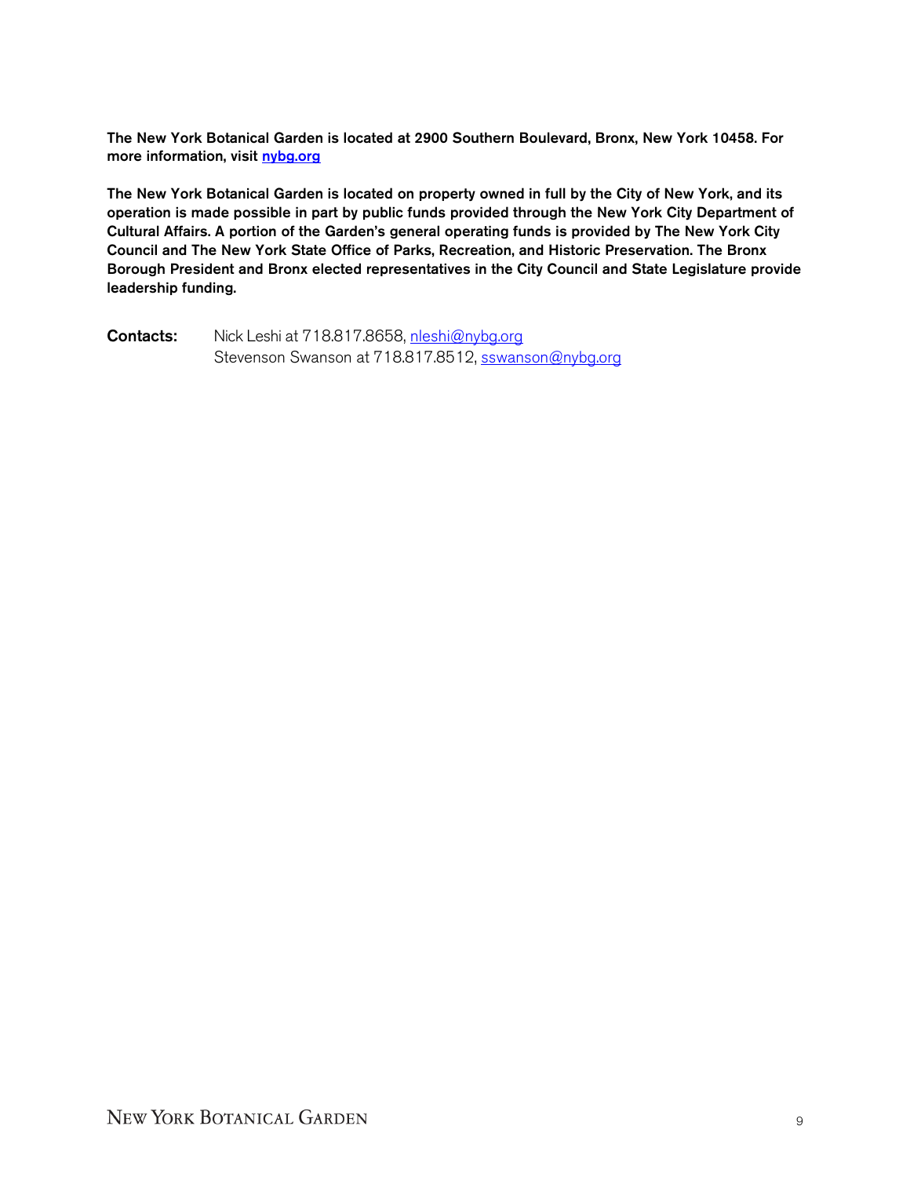**The New York Botanical Garden is located at 2900 Southern Boulevard, Bronx, New York 10458. For more information, visit [nybg.org](http://nybg.org)**

**The New York Botanical Garden is located on property owned in full by the City of New York, and its operation is made possible in part by public funds provided through the New York City Department of Cultural Affairs. A portion of the Garden's general operating funds is provided by The New York City Council and The New York State Office of Parks, Recreation, and Historic Preservation. The Bronx Borough President and Bronx elected representatives in the City Council and State Legislature provide leadership funding.**

**Contacts:** Nick Leshi at 718.817.8658, nleshi@nybg.org
Stevenson Swanson at 718.817.8512, sswanson@nybg.org